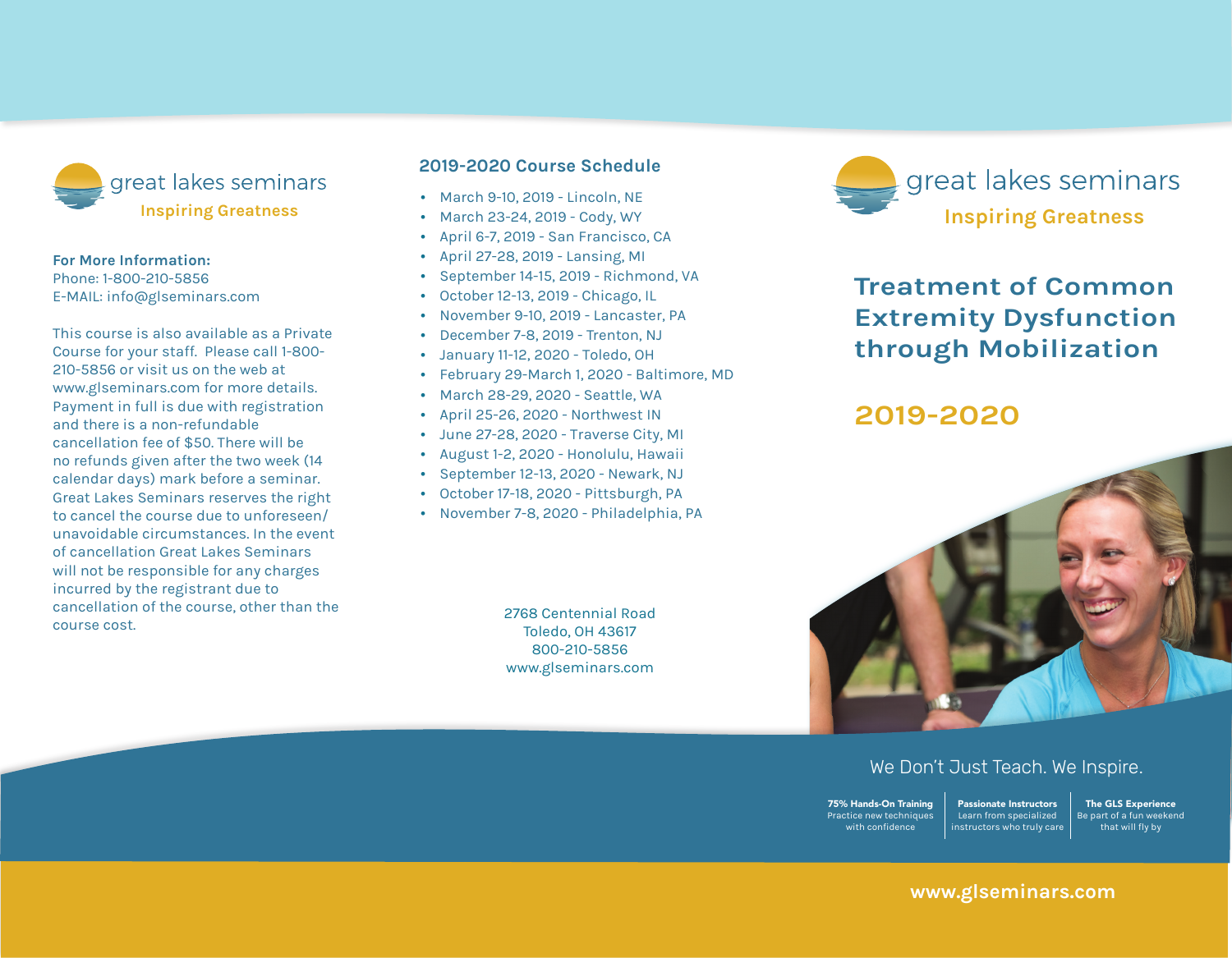great lakes seminars

**Inspiring Greatness**

**For More Information:**
Phone: 1-800-210-5856
E-MAIL: info@glseminars.com

This course is also available as a Private Course for your staff. Please call 1-800-210-5856 or visit us on the web at www.glseminars.com for more details. Payment in full is due with registration and there is a non-refundable cancellation fee of $50. There will be no refunds given after the two week (14 calendar days) mark before a seminar. Great Lakes Seminars reserves the right to cancel the course due to unforeseen/ unavoidable circumstances. In the event of cancellation Great Lakes Seminars will not be responsible for any charges incurred by the registrant due to cancellation of the course, other than the course cost.

## 2019-2020 Course Schedule

- March 9-10, 2019 - Lincoln, NE
- March 23-24, 2019 - Cody, WY
- April 6-7, 2019 - San Francisco, CA
- April 27-28, 2019 - Lansing, MI
- September 14-15, 2019 - Richmond, VA
- October 12-13, 2019 - Chicago, IL
- November 9-10, 2019 - Lancaster, PA
- December 7-8, 2019 - Trenton, NJ
- January 11-12, 2020 - Toledo, OH
- February 29-March 1, 2020 - Baltimore, MD
- March 28-29, 2020 - Seattle, WA
- April 25-26, 2020 - Northwest IN
- June 27-28, 2020 - Traverse City, MI
- August 1-2, 2020 - Honolulu, Hawaii
- September 12-13, 2020 - Newark, NJ
- October 17-18, 2020 - Pittsburgh, PA
- November 7-8, 2020 - Philadelphia, PA

2768 Centennial Road
Toledo, OH 43617
800-210-5856
www.glseminars.com

great lakes seminars

**Inspiring Greatness**

# Treatment of Common Extremity Dysfunction through Mobilization

## 2019-2020

We Don't Just Teach. We Inspire.

**75% Hands-On Training**
Practice new techniques with confidence

**Passionate Instructors**
Learn from specialized instructors who truly care

**The GLS Experience**
Be part of a fun weekend that will fly by

**www.glseminars.com**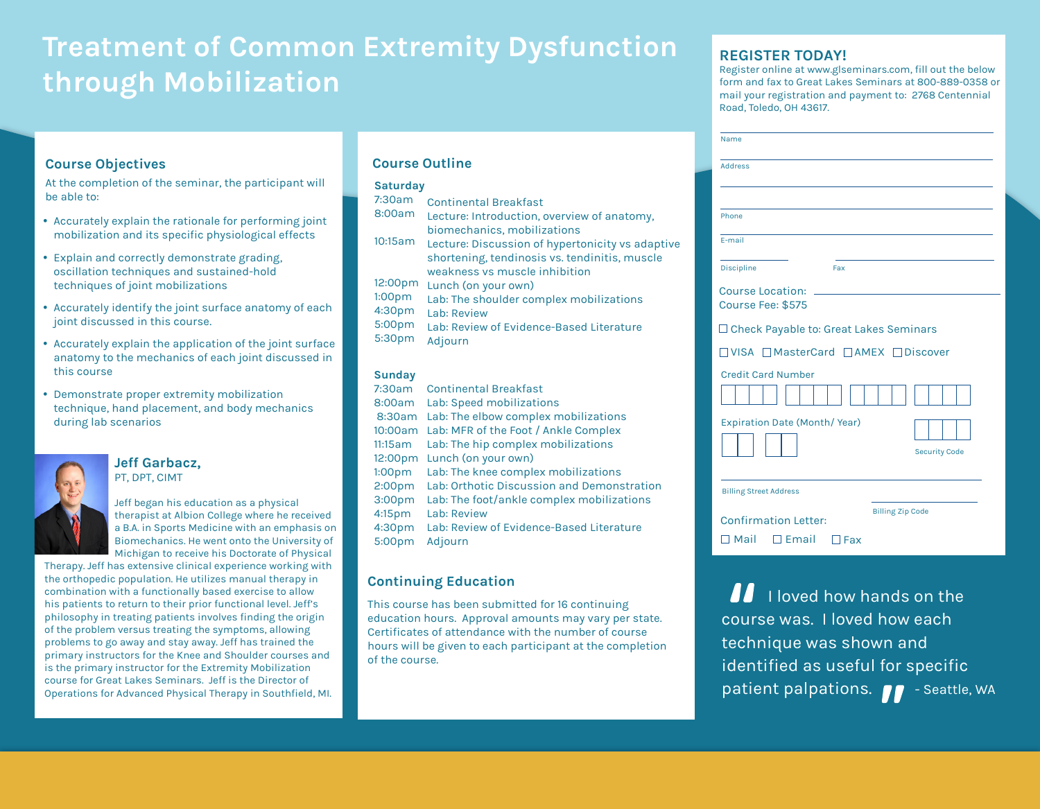# Treatment of Common Extremity Dysfunction through Mobilization

## Course Objectives

At the completion of the seminar, the participant will be able to:

- Accurately explain the rationale for performing joint mobilization and its specific physiological effects
- Explain and correctly demonstrate grading, oscillation techniques and sustained-hold techniques of joint mobilizations
- Accurately identify the joint surface anatomy of each joint discussed in this course.
- Accurately explain the application of the joint surface anatomy to the mechanics of each joint discussed in this course
- Demonstrate proper extremity mobilization technique, hand placement, and body mechanics during lab scenarios

### Jeff Garbacz,

PT, DPT, CIMT

Jeff began his education as a physical therapist at Albion College where he received a B.A. in Sports Medicine with an emphasis on Biomechanics. He went onto the University of Michigan to receive his Doctorate of Physical Therapy. Jeff has extensive clinical experience working with the orthopedic population. He utilizes manual therapy in combination with a functionally based exercise to allow his patients to return to their prior functional level. Jeff's philosophy in treating patients involves finding the origin of the problem versus treating the symptoms, allowing problems to go away and stay away. Jeff has trained the primary instructors for the Knee and Shoulder courses and is the primary instructor for the Extremity Mobilization course for Great Lakes Seminars. Jeff is the Director of Operations for Advanced Physical Therapy in Southfield, MI.

## Course Outline

**Saturday**

| | |
|---|---|
| 7:30am | Continental Breakfast |
| 8:00am | Lecture: Introduction, overview of anatomy, biomechanics, mobilizations |
| 10:15am | Lecture: Discussion of hypertonicity vs adaptive shortening, tendinosis vs. tendinitis, muscle weakness vs muscle inhibition |
| 12:00pm | Lunch (on your own) |
| 1:00pm | Lab: The shoulder complex mobilizations |
| 4:30pm | Lab: Review |
| 5:00pm | Lab: Review of Evidence-Based Literature |
| 5:30pm | Adjourn |

**Sunday**

| | |
|---|---|
| 7:30am | Continental Breakfast |
| 8:00am | Lab: Speed mobilizations |
| 8:30am | Lab: The elbow complex mobilizations |
| 10:00am | Lab: MFR of the Foot / Ankle Complex |
| 11:15am | Lab: The hip complex mobilizations |
| 12:00pm | Lunch (on your own) |
| 1:00pm | Lab: The knee complex mobilizations |
| 2:00pm | Lab: Orthotic Discussion and Demonstration |
| 3:00pm | Lab: The foot/ankle complex mobilizations |
| 4:15pm | Lab: Review |
| 4:30pm | Lab: Review of Evidence-Based Literature |
| 5:00pm | Adjourn |

## Continuing Education

This course has been submitted for 16 continuing education hours. Approval amounts may vary per state. Certificates of attendance with the number of course hours will be given to each participant at the completion of the course.

## REGISTER TODAY!

Register online at www.glseminars.com, fill out the below form and fax to Great Lakes Seminars at 800-889-0358 or mail your registration and payment to: 2768 Centennial Road, Toledo, OH 43617.

Name

Address

Phone

E-mail

Discipline

Fax

Course Location:

Course Fee: $575

☐ Check Payable to: Great Lakes Seminars

☐ VISA ☐ MasterCard ☐ AMEX ☐ Discover

Credit Card Number

Expiration Date (Month/ Year)

Security Code

Billing Street Address

Billing Zip Code

Confirmation Letter:

☐ Mail ☐ Email ☐ Fax

> "I loved how hands on the course was. I loved how each technique was shown and identified as useful for specific patient palpations." - Seattle, WA